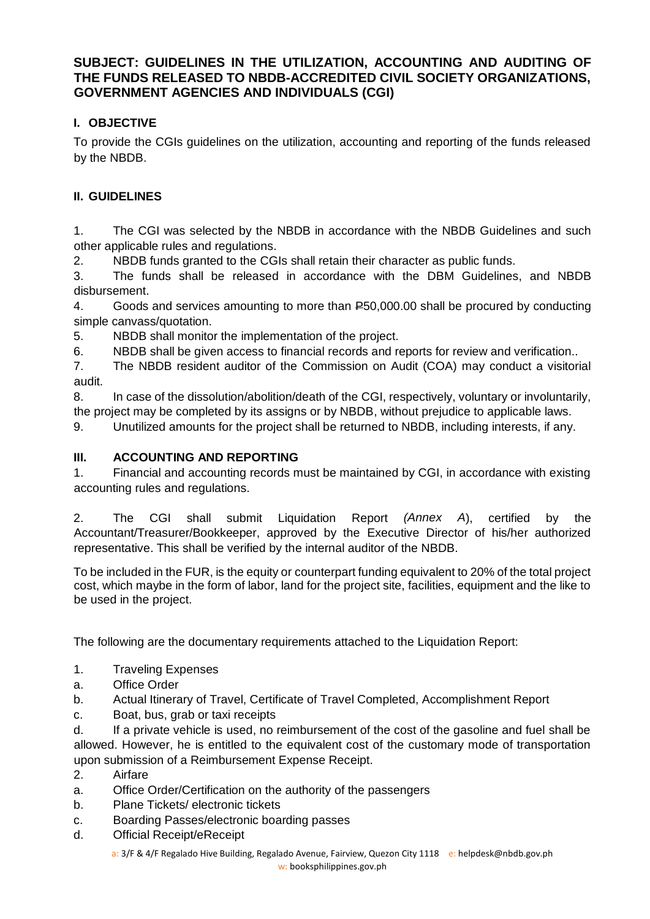## SUBJECT: GUIDELINES IN THE UTILIZATION, ACCOUNTING AND AUDITING OF THE FUNDS RELEASED TO NBDB-ACCREDITED CIVIL SOCIETY ORGANIZATIONS, GOVERNMENT AGENCIES AND INDIVIDUALS (CGI)

### I. OBJECTIVE

To provide the CGIs guidelines on the utilization, accounting and reporting of the funds released by the NBDB.

### II. GUIDELINES

1. The CGI was selected by the NBDB in accordance with the NBDB Guidelines and such other applicable rules and regulations.
2. NBDB funds granted to the CGIs shall retain their character as public funds.
3. The funds shall be released in accordance with the DBM Guidelines, and NBDB disbursement.
4. Goods and services amounting to more than ₱50,000.00 shall be procured by conducting simple canvass/quotation.
5. NBDB shall monitor the implementation of the project.
6. NBDB shall be given access to financial records and reports for review and verification..
7. The NBDB resident auditor of the Commission on Audit (COA) may conduct a visitorial audit.
8. In case of the dissolution/abolition/death of the CGI, respectively, voluntary or involuntarily, the project may be completed by its assigns or by NBDB, without prejudice to applicable laws.
9. Unutilized amounts for the project shall be returned to NBDB, including interests, if any.

### III. ACCOUNTING AND REPORTING

1. Financial and accounting records must be maintained by CGI, in accordance with existing accounting rules and regulations.

2. The CGI shall submit Liquidation Report *(Annex A)*, certified by the Accountant/Treasurer/Bookkeeper, approved by the Executive Director of his/her authorized representative. This shall be verified by the internal auditor of the NBDB.

To be included in the FUR, is the equity or counterpart funding equivalent to 20% of the total project cost, which maybe in the form of labor, land for the project site, facilities, equipment and the like to be used in the project.

The following are the documentary requirements attached to the Liquidation Report:

1. Traveling Expenses
   a. Office Order
   b. Actual Itinerary of Travel, Certificate of Travel Completed, Accomplishment Report
   c. Boat, bus, grab or taxi receipts
   d. If a private vehicle is used, no reimbursement of the cost of the gasoline and fuel shall be allowed. However, he is entitled to the equivalent cost of the customary mode of transportation upon submission of a Reimbursement Expense Receipt.
2. Airfare
   a. Office Order/Certification on the authority of the passengers
   b. Plane Tickets/ electronic tickets
   c. Boarding Passes/electronic boarding passes
   d. Official Receipt/eReceipt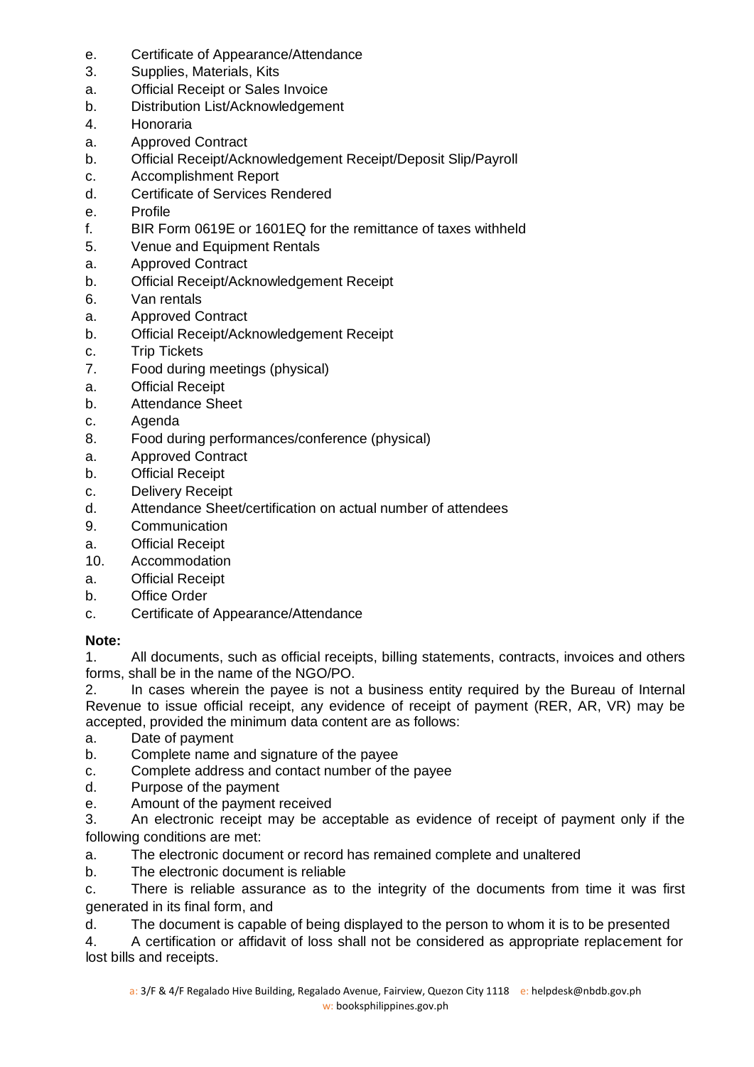e. Certificate of Appearance/Attendance

3. Supplies, Materials, Kits
   a. Official Receipt or Sales Invoice
   b. Distribution List/Acknowledgement
4. Honoraria
   a. Approved Contract
   b. Official Receipt/Acknowledgement Receipt/Deposit Slip/Payroll
   c. Accomplishment Report
   d. Certificate of Services Rendered
   e. Profile
   f. BIR Form 0619E or 1601EQ for the remittance of taxes withheld
5. Venue and Equipment Rentals
   a. Approved Contract
   b. Official Receipt/Acknowledgement Receipt
6. Van rentals
   a. Approved Contract
   b. Official Receipt/Acknowledgement Receipt
   c. Trip Tickets
7. Food during meetings (physical)
   a. Official Receipt
   b. Attendance Sheet
   c. Agenda
8. Food during performances/conference (physical)
   a. Approved Contract
   b. Official Receipt
   c. Delivery Receipt
   d. Attendance Sheet/certification on actual number of attendees
9. Communication
   a. Official Receipt
10. Accommodation
    a. Official Receipt
    b. Office Order
    c. Certificate of Appearance/Attendance

**Note:**

1. All documents, such as official receipts, billing statements, contracts, invoices and others forms, shall be in the name of the NGO/PO.
2. In cases wherein the payee is not a business entity required by the Bureau of Internal Revenue to issue official receipt, any evidence of receipt of payment (RER, AR, VR) may be accepted, provided the minimum data content are as follows:
   a. Date of payment
   b. Complete name and signature of the payee
   c. Complete address and contact number of the payee
   d. Purpose of the payment
   e. Amount of the payment received
3. An electronic receipt may be acceptable as evidence of receipt of payment only if the following conditions are met:
   a. The electronic document or record has remained complete and unaltered
   b. The electronic document is reliable
   c. There is reliable assurance as to the integrity of the documents from time it was first generated in its final form, and
   d. The document is capable of being displayed to the person to whom it is to be presented
4. A certification or affidavit of loss shall not be considered as appropriate replacement for lost bills and receipts.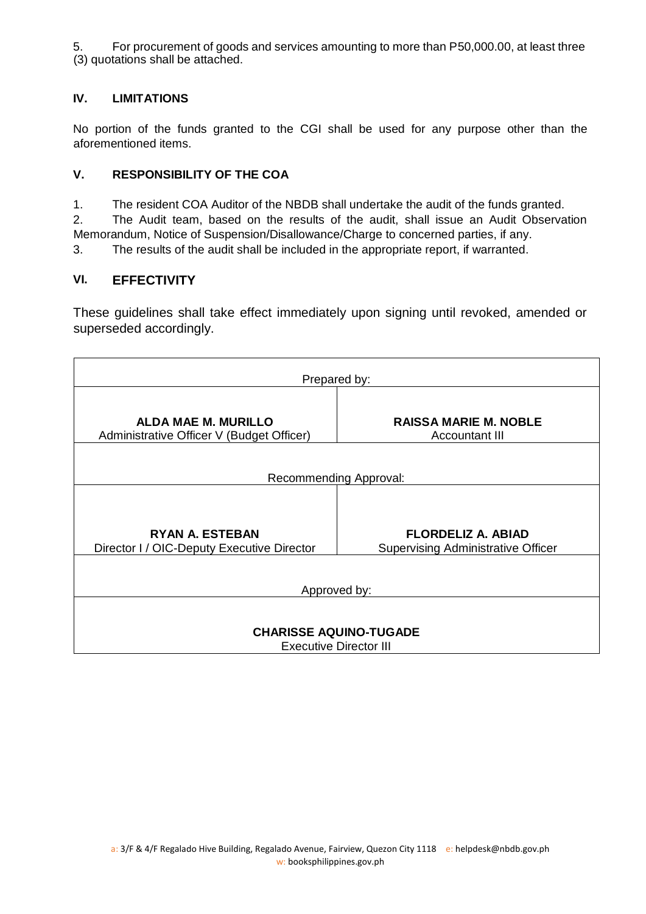5. For procurement of goods and services amounting to more than P50,000.00, at least three (3) quotations shall be attached.

## IV. LIMITATIONS

No portion of the funds granted to the CGI shall be used for any purpose other than the aforementioned items.

## V. RESPONSIBILITY OF THE COA

1. The resident COA Auditor of the NBDB shall undertake the audit of the funds granted.
2. The Audit team, based on the results of the audit, shall issue an Audit Observation Memorandum, Notice of Suspension/Disallowance/Charge to concerned parties, if any.
3. The results of the audit shall be included in the appropriate report, if warranted.

## VI. EFFECTIVITY

These guidelines shall take effect immediately upon signing until revoked, amended or superseded accordingly.

| | |
|---|---|
| Prepared by: | |
| **ALDA MAE M. MURILLO**<br>Administrative Officer V (Budget Officer) | **RAISSA MARIE M. NOBLE**<br>Accountant III |
| Recommending Approval: | |
| **RYAN A. ESTEBAN**<br>Director I / OIC-Deputy Executive Director | **FLORDELIZ A. ABIAD**<br>Supervising Administrative Officer |
| Approved by: | |
| **CHARISSE AQUINO-TUGADE**<br>Executive Director III | |